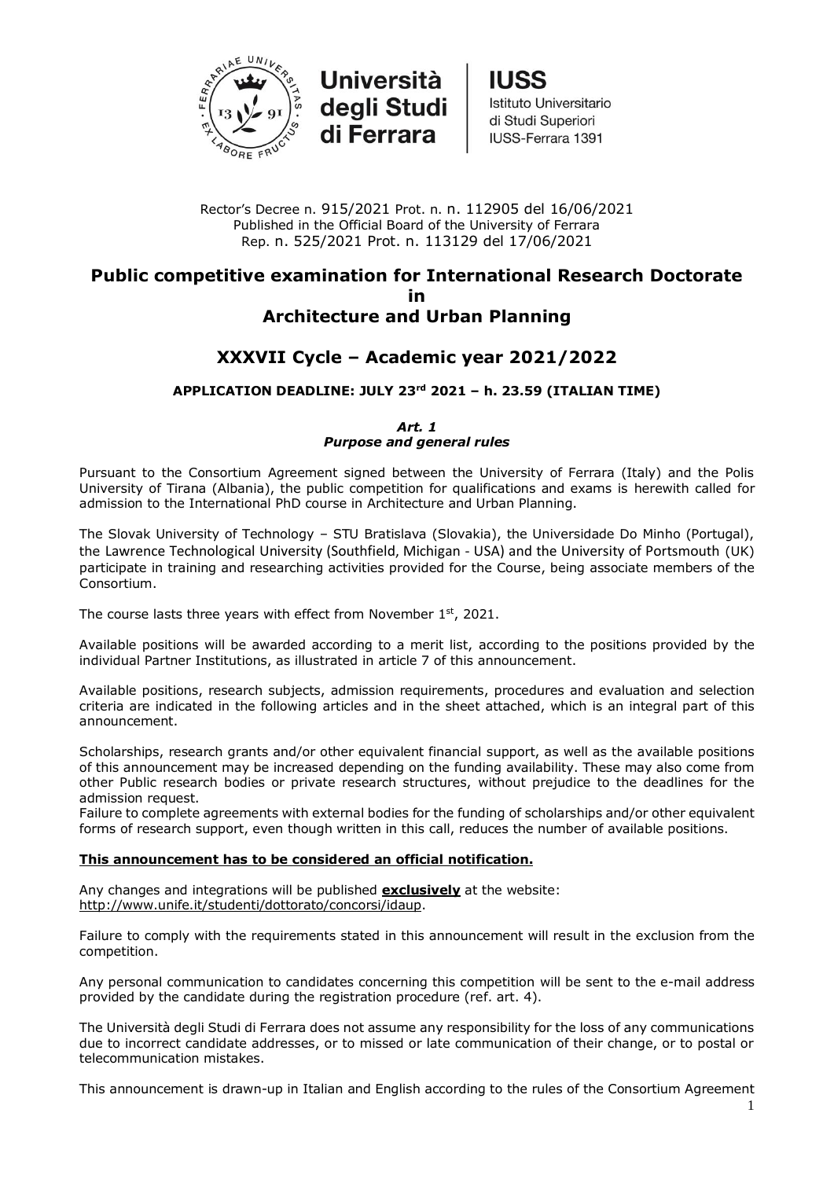Università degli Studi di Ferrara

**IUSS**
Istituto Universitario
di Studi Superiori
IUSS-Ferrara 1391

Rector's Decree n. 915/2021 Prot. n. n. 112905 del 16/06/2021
Published in the Official Board of the University of Ferrara
Rep. n. 525/2021 Prot. n. 113129 del 17/06/2021

# Public competitive examination for International Research Doctorate in Architecture and Urban Planning

## XXXVII Cycle – Academic year 2021/2022

**APPLICATION DEADLINE: JULY 23rd 2021 – h. 23.59 (ITALIAN TIME)**

### *Art. 1*
### *Purpose and general rules*

Pursuant to the Consortium Agreement signed between the University of Ferrara (Italy) and the Polis University of Tirana (Albania), the public competition for qualifications and exams is herewith called for admission to the International PhD course in Architecture and Urban Planning.

The Slovak University of Technology – STU Bratislava (Slovakia), the Universidade Do Minho (Portugal), the Lawrence Technological University (Southfield, Michigan - USA) and the University of Portsmouth (UK) participate in training and researching activities provided for the Course, being associate members of the Consortium.

The course lasts three years with effect from November 1st, 2021.

Available positions will be awarded according to a merit list, according to the positions provided by the individual Partner Institutions, as illustrated in article 7 of this announcement.

Available positions, research subjects, admission requirements, procedures and evaluation and selection criteria are indicated in the following articles and in the sheet attached, which is an integral part of this announcement.

Scholarships, research grants and/or other equivalent financial support, as well as the available positions of this announcement may be increased depending on the funding availability. These may also come from other Public research bodies or private research structures, without prejudice to the deadlines for the admission request.
Failure to complete agreements with external bodies for the funding of scholarships and/or other equivalent forms of research support, even though written in this call, reduces the number of available positions.

**<u>This announcement has to be considered an official notification.</u>**

Any changes and integrations will be published **<u>exclusively</u>** at the website:
http://www.unife.it/studenti/dottorato/concorsi/idaup.

Failure to comply with the requirements stated in this announcement will result in the exclusion from the competition.

Any personal communication to candidates concerning this competition will be sent to the e-mail address provided by the candidate during the registration procedure (ref. art. 4).

The Università degli Studi di Ferrara does not assume any responsibility for the loss of any communications due to incorrect candidate addresses, or to missed or late communication of their change, or to postal or telecommunication mistakes.

This announcement is drawn-up in Italian and English according to the rules of the Consortium Agreement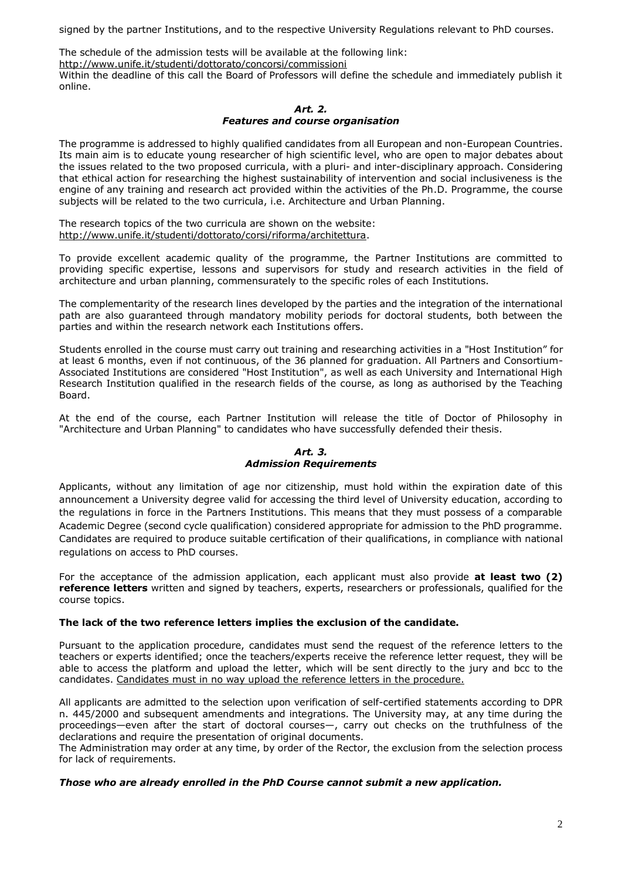signed by the partner Institutions, and to the respective University Regulations relevant to PhD courses.

The schedule of the admission tests will be available at the following link:
http://www.unife.it/studenti/dottorato/concorsi/commissioni
Within the deadline of this call the Board of Professors will define the schedule and immediately publish it online.

### *Art. 2.*
### *Features and course organisation*

The programme is addressed to highly qualified candidates from all European and non-European Countries. Its main aim is to educate young researcher of high scientific level, who are open to major debates about the issues related to the two proposed curricula, with a pluri- and inter-disciplinary approach. Considering that ethical action for researching the highest sustainability of intervention and social inclusiveness is the engine of any training and research act provided within the activities of the Ph.D. Programme, the course subjects will be related to the two curricula, i.e. Architecture and Urban Planning.

The research topics of the two curricula are shown on the website:
http://www.unife.it/studenti/dottorato/corsi/riforma/architettura.

To provide excellent academic quality of the programme, the Partner Institutions are committed to providing specific expertise, lessons and supervisors for study and research activities in the field of architecture and urban planning, commensurately to the specific roles of each Institutions.

The complementarity of the research lines developed by the parties and the integration of the international path are also guaranteed through mandatory mobility periods for doctoral students, both between the parties and within the research network each Institutions offers.

Students enrolled in the course must carry out training and researching activities in a "Host Institution" for at least 6 months, even if not continuous, of the 36 planned for graduation. All Partners and Consortium-Associated Institutions are considered "Host Institution", as well as each University and International High Research Institution qualified in the research fields of the course, as long as authorised by the Teaching Board.

At the end of the course, each Partner Institution will release the title of Doctor of Philosophy in "Architecture and Urban Planning" to candidates who have successfully defended their thesis.

### *Art. 3.*
### *Admission Requirements*

Applicants, without any limitation of age nor citizenship, must hold within the expiration date of this announcement a University degree valid for accessing the third level of University education, according to the regulations in force in the Partners Institutions. This means that they must possess of a comparable Academic Degree (second cycle qualification) considered appropriate for admission to the PhD programme. Candidates are required to produce suitable certification of their qualifications, in compliance with national regulations on access to PhD courses.

For the acceptance of the admission application, each applicant must also provide **at least two (2) reference letters** written and signed by teachers, experts, researchers or professionals, qualified for the course topics.

**The lack of the two reference letters implies the exclusion of the candidate.**

Pursuant to the application procedure, candidates must send the request of the reference letters to the teachers or experts identified; once the teachers/experts receive the reference letter request, they will be able to access the platform and upload the letter, which will be sent directly to the jury and bcc to the candidates. Candidates must in no way upload the reference letters in the procedure.

All applicants are admitted to the selection upon verification of self-certified statements according to DPR n. 445/2000 and subsequent amendments and integrations. The University may, at any time during the proceedings—even after the start of doctoral courses—, carry out checks on the truthfulness of the declarations and require the presentation of original documents.
The Administration may order at any time, by order of the Rector, the exclusion from the selection process for lack of requirements.

***Those who are already enrolled in the PhD Course cannot submit a new application.***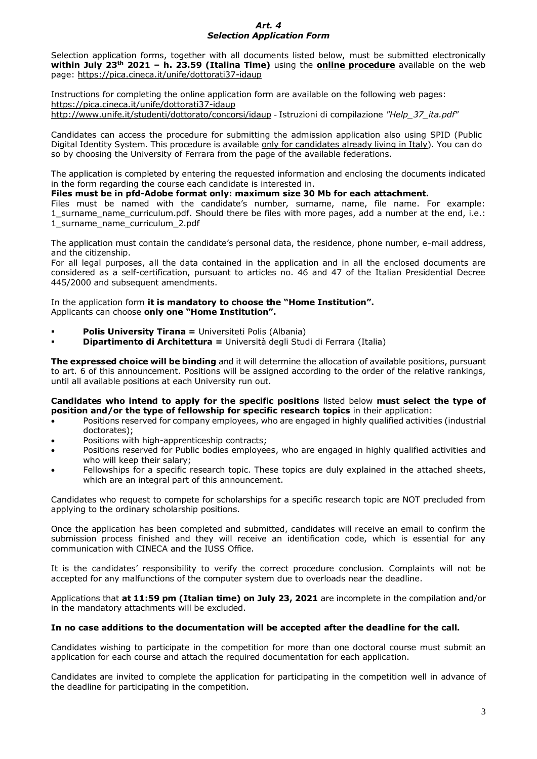### *Art. 4*
### *Selection Application Form*

Selection application forms, together with all documents listed below, must be submitted electronically **within July 23th 2021 – h. 23.59 (Italina Time)** using the **online procedure** available on the web page: https://pica.cineca.it/unife/dottorati37-idaup

Instructions for completing the online application form are available on the following web pages:
https://pica.cineca.it/unife/dottorati37-idaup
http://www.unife.it/studenti/dottorato/concorsi/idaup - Istruzioni di compilazione *"Help_37_ita.pdf"*

Candidates can access the procedure for submitting the admission application also using SPID (Public Digital Identity System. This procedure is available only for candidates already living in Italy). You can do so by choosing the University of Ferrara from the page of the available federations.

The application is completed by entering the requested information and enclosing the documents indicated in the form regarding the course each candidate is interested in.
**Files must be in pfd-Adobe format only: maximum size 30 Mb for each attachment.**
Files must be named with the candidate's number, surname, name, file name. For example: 1_surname_name_curriculum.pdf. Should there be files with more pages, add a number at the end, i.e.: 1_surname_name_curriculum_2.pdf

The application must contain the candidate's personal data, the residence, phone number, e-mail address, and the citizenship.
For all legal purposes, all the data contained in the application and in all the enclosed documents are considered as a self-certification, pursuant to articles no. 46 and 47 of the Italian Presidential Decree 445/2000 and subsequent amendments.

In the application form **it is mandatory to choose the "Home Institution".**
Applicants can choose **only one "Home Institution".**

- **Polis University Tirana =** Universiteti Polis (Albania)
- **Dipartimento di Architettura =** Università degli Studi di Ferrara (Italia)

**The expressed choice will be binding** and it will determine the allocation of available positions, pursuant to art. 6 of this announcement. Positions will be assigned according to the order of the relative rankings, until all available positions at each University run out.

**Candidates who intend to apply for the specific positions** listed below **must select the type of position and/or the type of fellowship for specific research topics** in their application:

- Positions reserved for company employees, who are engaged in highly qualified activities (industrial doctorates);
- Positions with high-apprenticeship contracts;
- Positions reserved for Public bodies employees, who are engaged in highly qualified activities and who will keep their salary;
- Fellowships for a specific research topic. These topics are duly explained in the attached sheets, which are an integral part of this announcement.

Candidates who request to compete for scholarships for a specific research topic are NOT precluded from applying to the ordinary scholarship positions.

Once the application has been completed and submitted, candidates will receive an email to confirm the submission process finished and they will receive an identification code, which is essential for any communication with CINECA and the IUSS Office.

It is the candidates' responsibility to verify the correct procedure conclusion. Complaints will not be accepted for any malfunctions of the computer system due to overloads near the deadline.

Applications that **at 11:59 pm (Italian time) on July 23, 2021** are incomplete in the compilation and/or in the mandatory attachments will be excluded.

**In no case additions to the documentation will be accepted after the deadline for the call.**

Candidates wishing to participate in the competition for more than one doctoral course must submit an application for each course and attach the required documentation for each application.

Candidates are invited to complete the application for participating in the competition well in advance of the deadline for participating in the competition.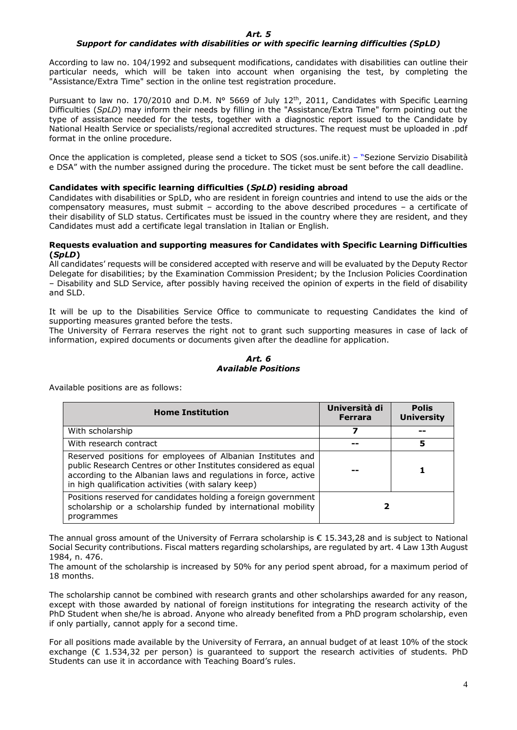## *Art. 5*
### *Support for candidates with disabilities or with specific learning difficulties (SpLD)*

According to law no. 104/1992 and subsequent modifications, candidates with disabilities can outline their particular needs, which will be taken into account when organising the test, by completing the "Assistance/Extra Time" section in the online test registration procedure.

Pursuant to law no. 170/2010 and D.M. N° 5669 of July 12th, 2011, Candidates with Specific Learning Difficulties (*SpLD*) may inform their needs by filling in the "Assistance/Extra Time" form pointing out the type of assistance needed for the tests, together with a diagnostic report issued to the Candidate by National Health Service or specialists/regional accredited structures. The request must be uploaded in .pdf format in the online procedure.

Once the application is completed, please send a ticket to SOS (sos.unife.it) – "Sezione Servizio Disabilità e DSA" with the number assigned during the procedure. The ticket must be sent before the call deadline.

**Candidates with specific learning difficulties (*SpLD*) residing abroad**

Candidates with disabilities or SpLD, who are resident in foreign countries and intend to use the aids or the compensatory measures, must submit – according to the above described procedures – a certificate of their disability of SLD status. Certificates must be issued in the country where they are resident, and they Candidates must add a certificate legal translation in Italian or English.

**Requests evaluation and supporting measures for Candidates with Specific Learning Difficulties (*SpLD*)**

All candidates' requests will be considered accepted with reserve and will be evaluated by the Deputy Rector Delegate for disabilities; by the Examination Commission President; by the Inclusion Policies Coordination – Disability and SLD Service, after possibly having received the opinion of experts in the field of disability and SLD.

It will be up to the Disabilities Service Office to communicate to requesting Candidates the kind of supporting measures granted before the tests.
The University of Ferrara reserves the right not to grant such supporting measures in case of lack of information, expired documents or documents given after the deadline for application.

## *Art. 6*
### *Available Positions*

Available positions are as follows:

| Home Institution | Università di Ferrara | Polis University |
|---|---|---|
| With scholarship | 7 | -- |
| With research contract | -- | 5 |
| Reserved positions for employees of Albanian Institutes and public Research Centres or other Institutes considered as equal according to the Albanian laws and regulations in force, active in high qualification activities (with salary keep) | -- | 1 |
| Positions reserved for candidates holding a foreign government scholarship or a scholarship funded by international mobility programmes | 2 | |

The annual gross amount of the University of Ferrara scholarship is € 15.343,28 and is subject to National Social Security contributions. Fiscal matters regarding scholarships, are regulated by art. 4 Law 13th August 1984, n. 476.
The amount of the scholarship is increased by 50% for any period spent abroad, for a maximum period of 18 months.

The scholarship cannot be combined with research grants and other scholarships awarded for any reason, except with those awarded by national of foreign institutions for integrating the research activity of the PhD Student when she/he is abroad. Anyone who already benefited from a PhD program scholarship, even if only partially, cannot apply for a second time.

For all positions made available by the University of Ferrara, an annual budget of at least 10% of the stock exchange (€ 1.534,32 per person) is guaranteed to support the research activities of students. PhD Students can use it in accordance with Teaching Board's rules.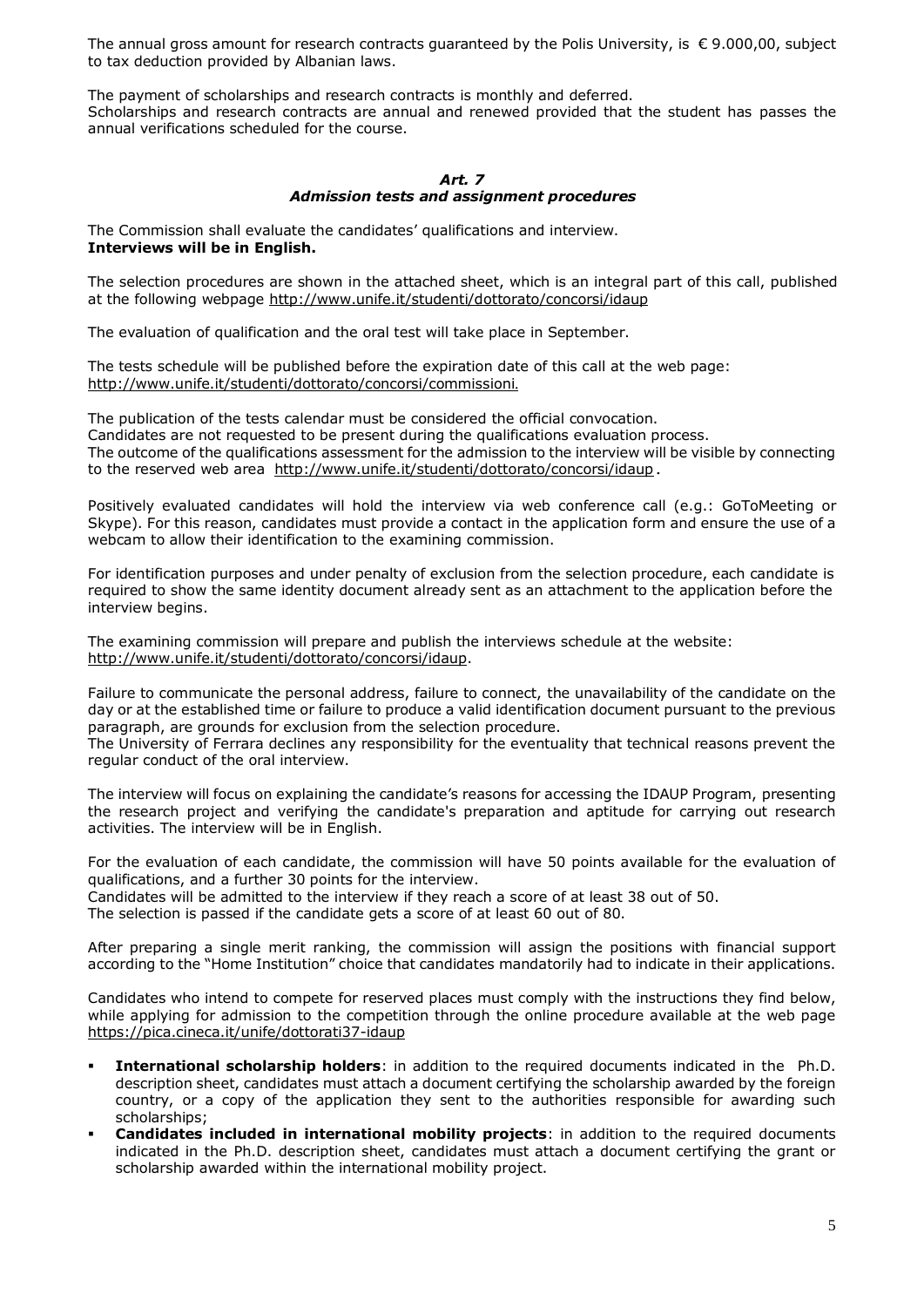The annual gross amount for research contracts guaranteed by the Polis University, is € 9.000,00, subject to tax deduction provided by Albanian laws.

The payment of scholarships and research contracts is monthly and deferred.
Scholarships and research contracts are annual and renewed provided that the student has passes the annual verifications scheduled for the course.

### *Art. 7*
### *Admission tests and assignment procedures*

The Commission shall evaluate the candidates' qualifications and interview.
**Interviews will be in English.**

The selection procedures are shown in the attached sheet, which is an integral part of this call, published at the following webpage http://www.unife.it/studenti/dottorato/concorsi/idaup

The evaluation of qualification and the oral test will take place in September.

The tests schedule will be published before the expiration date of this call at the web page: http://www.unife.it/studenti/dottorato/concorsi/commissioni.

The publication of the tests calendar must be considered the official convocation.
Candidates are not requested to be present during the qualifications evaluation process.
The outcome of the qualifications assessment for the admission to the interview will be visible by connecting to the reserved web area http://www.unife.it/studenti/dottorato/concorsi/idaup .

Positively evaluated candidates will hold the interview via web conference call (e.g.: GoToMeeting or Skype). For this reason, candidates must provide a contact in the application form and ensure the use of a webcam to allow their identification to the examining commission.

For identification purposes and under penalty of exclusion from the selection procedure, each candidate is required to show the same identity document already sent as an attachment to the application before the interview begins.

The examining commission will prepare and publish the interviews schedule at the website: http://www.unife.it/studenti/dottorato/concorsi/idaup.

Failure to communicate the personal address, failure to connect, the unavailability of the candidate on the day or at the established time or failure to produce a valid identification document pursuant to the previous paragraph, are grounds for exclusion from the selection procedure.
The University of Ferrara declines any responsibility for the eventuality that technical reasons prevent the regular conduct of the oral interview.

The interview will focus on explaining the candidate's reasons for accessing the IDAUP Program, presenting the research project and verifying the candidate's preparation and aptitude for carrying out research activities. The interview will be in English.

For the evaluation of each candidate, the commission will have 50 points available for the evaluation of qualifications, and a further 30 points for the interview.
Candidates will be admitted to the interview if they reach a score of at least 38 out of 50.
The selection is passed if the candidate gets a score of at least 60 out of 80.

After preparing a single merit ranking, the commission will assign the positions with financial support according to the "Home Institution" choice that candidates mandatorily had to indicate in their applications.

Candidates who intend to compete for reserved places must comply with the instructions they find below, while applying for admission to the competition through the online procedure available at the web page https://pica.cineca.it/unife/dottorati37-idaup

- **International scholarship holders**: in addition to the required documents indicated in the Ph.D. description sheet, candidates must attach a document certifying the scholarship awarded by the foreign country, or a copy of the application they sent to the authorities responsible for awarding such scholarships;
- **Candidates included in international mobility projects**: in addition to the required documents indicated in the Ph.D. description sheet, candidates must attach a document certifying the grant or scholarship awarded within the international mobility project.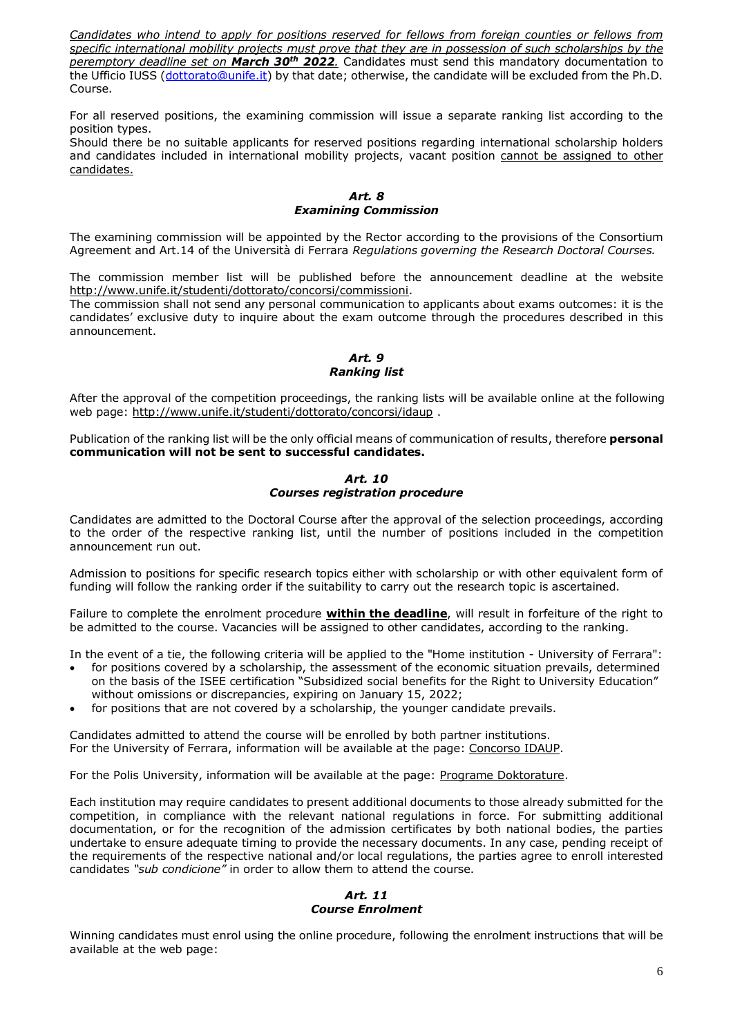*Candidates who intend to apply for positions reserved for fellows from foreign counties or fellows from specific international mobility projects must prove that they are in possession of such scholarships by the peremptory deadline set on **March 30th 2022**.* Candidates must send this mandatory documentation to the Ufficio IUSS (dottorato@unife.it) by that date; otherwise, the candidate will be excluded from the Ph.D. Course.

For all reserved positions, the examining commission will issue a separate ranking list according to the position types.
Should there be no suitable applicants for reserved positions regarding international scholarship holders and candidates included in international mobility projects, vacant position cannot be assigned to other candidates.

### *Art. 8*
### *Examining Commission*

The examining commission will be appointed by the Rector according to the provisions of the Consortium Agreement and Art.14 of the Università di Ferrara *Regulations governing the Research Doctoral Courses.*

The commission member list will be published before the announcement deadline at the website http://www.unife.it/studenti/dottorato/concorsi/commissioni.
The commission shall not send any personal communication to applicants about exams outcomes: it is the candidates' exclusive duty to inquire about the exam outcome through the procedures described in this announcement.

### *Art. 9*
### *Ranking list*

After the approval of the competition proceedings, the ranking lists will be available online at the following web page: http://www.unife.it/studenti/dottorato/concorsi/idaup .

Publication of the ranking list will be the only official means of communication of results, therefore **personal communication will not be sent to successful candidates.**

### *Art. 10*
### *Courses registration procedure*

Candidates are admitted to the Doctoral Course after the approval of the selection proceedings, according to the order of the respective ranking list, until the number of positions included in the competition announcement run out.

Admission to positions for specific research topics either with scholarship or with other equivalent form of funding will follow the ranking order if the suitability to carry out the research topic is ascertained.

Failure to complete the enrolment procedure **within the deadline**, will result in forfeiture of the right to be admitted to the course. Vacancies will be assigned to other candidates, according to the ranking.

In the event of a tie, the following criteria will be applied to the "Home institution - University of Ferrara":

- for positions covered by a scholarship, the assessment of the economic situation prevails, determined on the basis of the ISEE certification "Subsidized social benefits for the Right to University Education" without omissions or discrepancies, expiring on January 15, 2022;
- for positions that are not covered by a scholarship, the younger candidate prevails.

Candidates admitted to attend the course will be enrolled by both partner institutions.
For the University of Ferrara, information will be available at the page: Concorso IDAUP.

For the Polis University, information will be available at the page: Programe Doktorature.

Each institution may require candidates to present additional documents to those already submitted for the competition, in compliance with the relevant national regulations in force. For submitting additional documentation, or for the recognition of the admission certificates by both national bodies, the parties undertake to ensure adequate timing to provide the necessary documents. In any case, pending receipt of the requirements of the respective national and/or local regulations, the parties agree to enroll interested candidates *"sub condicione"* in order to allow them to attend the course.

### *Art. 11*
### *Course Enrolment*

Winning candidates must enrol using the online procedure, following the enrolment instructions that will be available at the web page: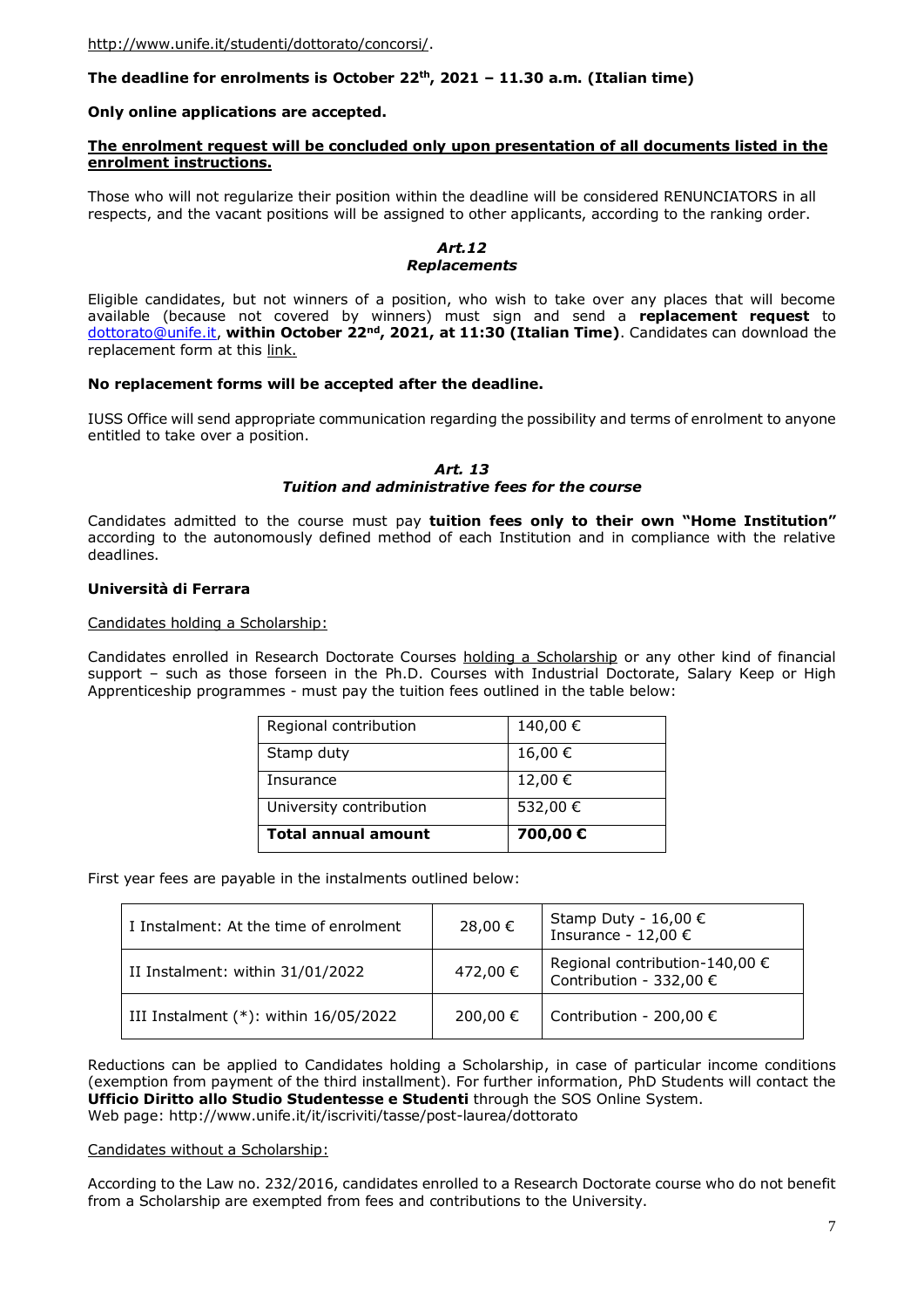http://www.unife.it/studenti/dottorato/concorsi/.

**The deadline for enrolments is October 22th, 2021 – 11.30 a.m. (Italian time)**

**Only online applications are accepted.**

**The enrolment request will be concluded only upon presentation of all documents listed in the enrolment instructions.**

Those who will not regularize their position within the deadline will be considered RENUNCIATORS in all respects, and the vacant positions will be assigned to other applicants, according to the ranking order.

### *Art.12*
### *Replacements*

Eligible candidates, but not winners of a position, who wish to take over any places that will become available (because not covered by winners) must sign and send a **replacement request** to dottorato@unife.it, **within October 22nd, 2021, at 11:30 (Italian Time)**. Candidates can download the replacement form at this link.

**No replacement forms will be accepted after the deadline.**

IUSS Office will send appropriate communication regarding the possibility and terms of enrolment to anyone entitled to take over a position.

### *Art. 13*
### *Tuition and administrative fees for the course*

Candidates admitted to the course must pay **tuition fees only to their own "Home Institution"** according to the autonomously defined method of each Institution and in compliance with the relative deadlines.

**Università di Ferrara**

Candidates holding a Scholarship:

Candidates enrolled in Research Doctorate Courses holding a Scholarship or any other kind of financial support – such as those forseen in the Ph.D. Courses with Industrial Doctorate, Salary Keep or High Apprenticeship programmes - must pay the tuition fees outlined in the table below:

| | |
|---|---|
| Regional contribution | 140,00 € |
| Stamp duty | 16,00 € |
| Insurance | 12,00 € |
| University contribution | 532,00 € |
| **Total annual amount** | **700,00 €** |

First year fees are payable in the instalments outlined below:

| | | |
|---|---|---|
| I Instalment: At the time of enrolment | 28,00 € | Stamp Duty - 16,00 € Insurance - 12,00 € |
| II Instalment: within 31/01/2022 | 472,00 € | Regional contribution-140,00 € Contribution - 332,00 € |
| III Instalment (*): within 16/05/2022 | 200,00 € | Contribution - 200,00 € |

Reductions can be applied to Candidates holding a Scholarship, in case of particular income conditions (exemption from payment of the third installment). For further information, PhD Students will contact the **Ufficio Diritto allo Studio Studentesse e Studenti** through the SOS Online System.
Web page: http://www.unife.it/it/iscriviti/tasse/post-laurea/dottorato

Candidates without a Scholarship:

According to the Law no. 232/2016, candidates enrolled to a Research Doctorate course who do not benefit from a Scholarship are exempted from fees and contributions to the University.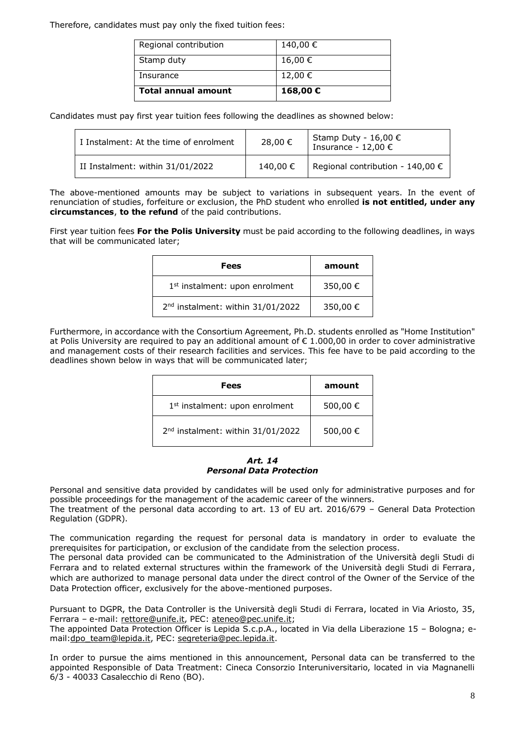Therefore, candidates must pay only the fixed tuition fees:

| Regional contribution | 140,00 € |
|---|---|
| Stamp duty | 16,00 € |
| Insurance | 12,00 € |
| **Total annual amount** | **168,00 €** |

Candidates must pay first year tuition fees following the deadlines as showned below:

| I Instalment: At the time of enrolment | 28,00 € | Stamp Duty - 16,00 € Insurance - 12,00 € |
|---|---|---|
| II Instalment: within 31/01/2022 | 140,00 € | Regional contribution - 140,00 € |

The above-mentioned amounts may be subject to variations in subsequent years. In the event of renunciation of studies, forfeiture or exclusion, the PhD student who enrolled **is not entitled, under any circumstances**, **to the refund** of the paid contributions.

First year tuition fees **For the Polis University** must be paid according to the following deadlines, in ways that will be communicated later;

| Fees | amount |
|---|---|
| 1st instalment: upon enrolment | 350,00 € |
| 2nd instalment: within 31/01/2022 | 350,00 € |

Furthermore, in accordance with the Consortium Agreement, Ph.D. students enrolled as "Home Institution" at Polis University are required to pay an additional amount of € 1.000,00 in order to cover administrative and management costs of their research facilities and services. This fee have to be paid according to the deadlines shown below in ways that will be communicated later;

| Fees | amount |
|---|---|
| 1st instalment: upon enrolment | 500,00 € |
| 2nd instalment: within 31/01/2022 | 500,00 € |

### *Art. 14*
### *Personal Data Protection*

Personal and sensitive data provided by candidates will be used only for administrative purposes and for possible proceedings for the management of the academic career of the winners.
The treatment of the personal data according to art. 13 of EU art. 2016/679 – General Data Protection Regulation (GDPR).

The communication regarding the request for personal data is mandatory in order to evaluate the prerequisites for participation, or exclusion of the candidate from the selection process.
The personal data provided can be communicated to the Administration of the Università degli Studi di Ferrara and to related external structures within the framework of the Università degli Studi di Ferrara, which are authorized to manage personal data under the direct control of the Owner of the Service of the Data Protection officer, exclusively for the above-mentioned purposes.

Pursuant to DGPR, the Data Controller is the Università degli Studi di Ferrara, located in Via Ariosto, 35, Ferrara – e-mail: rettore@unife.it, PEC: ateneo@pec.unife.it;
The appointed Data Protection Officer is Lepida S.c.p.A., located in Via della Liberazione 15 – Bologna; e-mail:dpo_team@lepida.it, PEC: segreteria@pec.lepida.it.

In order to pursue the aims mentioned in this announcement, Personal data can be transferred to the appointed Responsible of Data Treatment: Cineca Consorzio Interuniversitario, located in via Magnanelli 6/3 - 40033 Casalecchio di Reno (BO).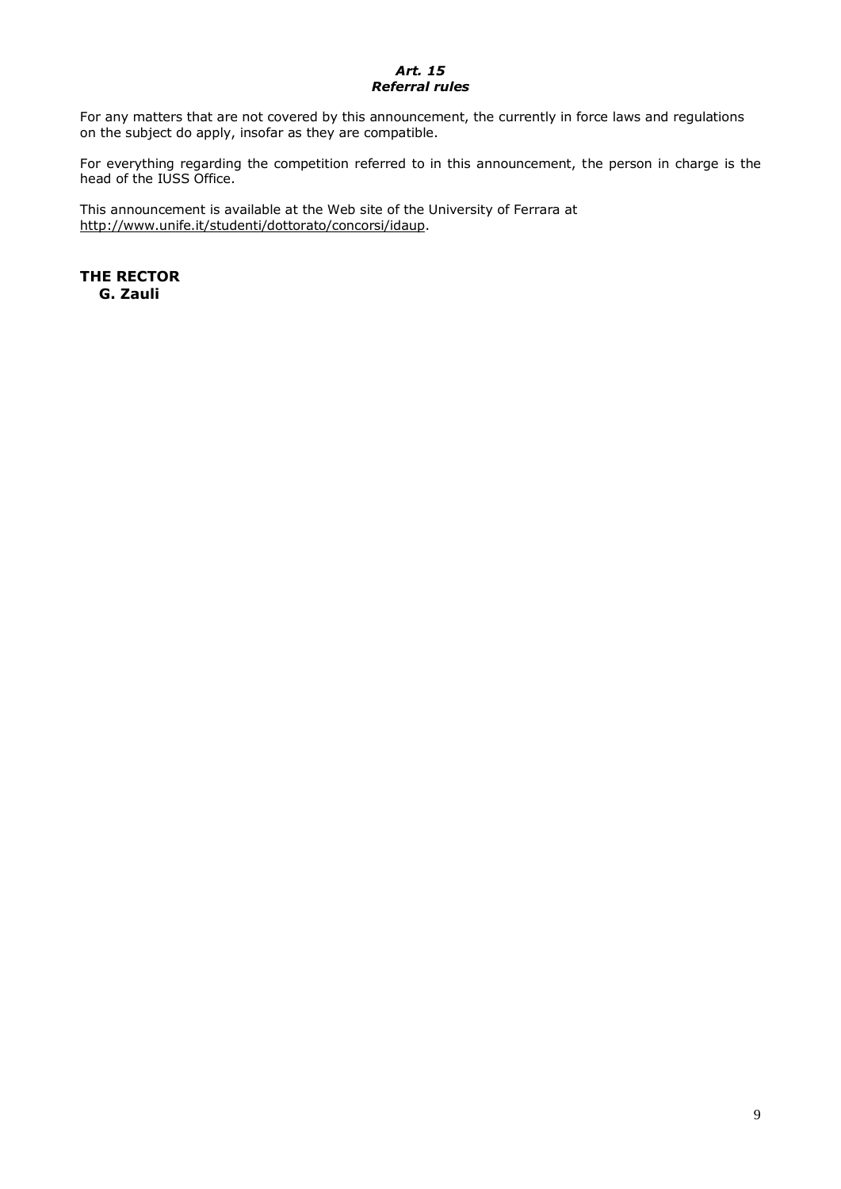### *Art. 15*
### *Referral rules*

For any matters that are not covered by this announcement, the currently in force laws and regulations on the subject do apply, insofar as they are compatible.

For everything regarding the competition referred to in this announcement, the person in charge is the head of the IUSS Office.

This announcement is available at the Web site of the University of Ferrara at http://www.unife.it/studenti/dottorato/concorsi/idaup.

**THE RECTOR**
**G. Zauli**